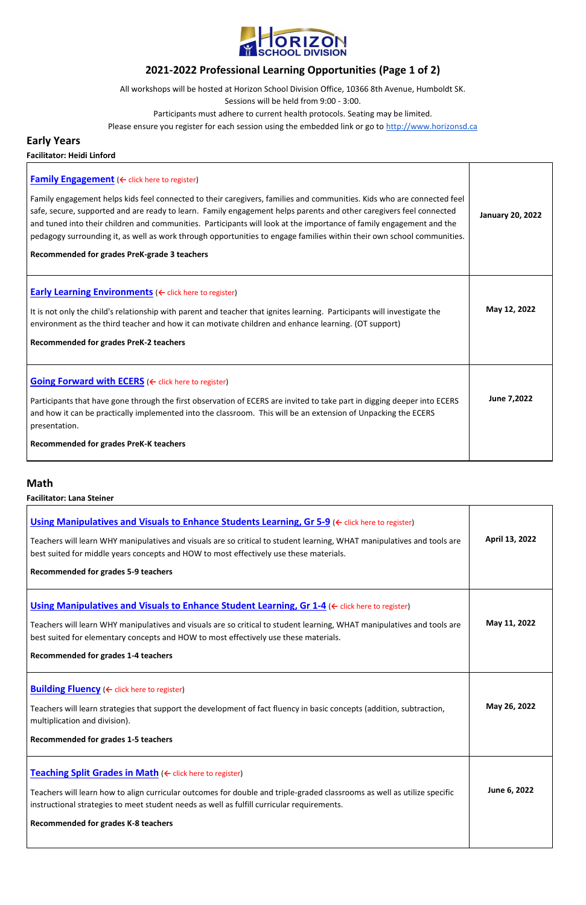# 2021-2022 Professional Learning Opportunities (Page 1 of 2)

All workshops will be hosted at Horizon School Division Office, 10366 8th Avenue, Humboldt SK.
Sessions will be held from 9:00 - 3:00.
Participants must adhere to current health protocols. Seating may be limited.
Please ensure you register for each session using the embedded link or go to http://www.horizonsd.ca

## Early Years

**Facilitator: Heidi Linford**

| Session | Date |
| --- | --- |
| **Family Engagement** (← click here to register)<br><br>Family engagement helps kids feel connected to their caregivers, families and communities. Kids who are connected feel safe, secure, supported and are ready to learn. Family engagement helps parents and other caregivers feel connected and tuned into their children and communities. Participants will look at the importance of family engagement and the pedagogy surrounding it, as well as work through opportunities to engage families within their own school communities.<br><br>**Recommended for grades PreK-grade 3 teachers** | **January 20, 2022** |
| **Early Learning Environments** (← click here to register)<br><br>It is not only the child's relationship with parent and teacher that ignites learning. Participants will investigate the environment as the third teacher and how it can motivate children and enhance learning. (OT support)<br><br>**Recommended for grades PreK-2 teachers** | **May 12, 2022** |
| **Going Forward with ECERS** (← click here to register)<br><br>Participants that have gone through the first observation of ECERS are invited to take part in digging deeper into ECERS and how it can be practically implemented into the classroom. This will be an extension of Unpacking the ECERS presentation.<br><br>**Recommended for grades PreK-K teachers** | **June 7,2022** |

## Math

**Facilitator: Lana Steiner**

| Session | Date |
| --- | --- |
| **Using Manipulatives and Visuals to Enhance Students Learning, Gr 5-9** (← click here to register)<br><br>Teachers will learn WHY manipulatives and visuals are so critical to student learning, WHAT manipulatives and tools are best suited for middle years concepts and HOW to most effectively use these materials.<br><br>**Recommended for grades 5-9 teachers** | **April 13, 2022** |
| **Using Manipulatives and Visuals to Enhance Student Learning, Gr 1-4** (← click here to register)<br><br>Teachers will learn WHY manipulatives and visuals are so critical to student learning, WHAT manipulatives and tools are best suited for elementary concepts and HOW to most effectively use these materials.<br><br>**Recommended for grades 1-4 teachers** | **May 11, 2022** |
| **Building Fluency** (← click here to register)<br><br>Teachers will learn strategies that support the development of fact fluency in basic concepts (addition, subtraction, multiplication and division).<br><br>**Recommended for grades 1-5 teachers** | **May 26, 2022** |
| **Teaching Split Grades in Math** (← click here to register)<br><br>Teachers will learn how to align curricular outcomes for double and triple-graded classrooms as well as utilize specific instructional strategies to meet student needs as well as fulfill curricular requirements.<br><br>**Recommended for grades K-8 teachers** | **June 6, 2022** |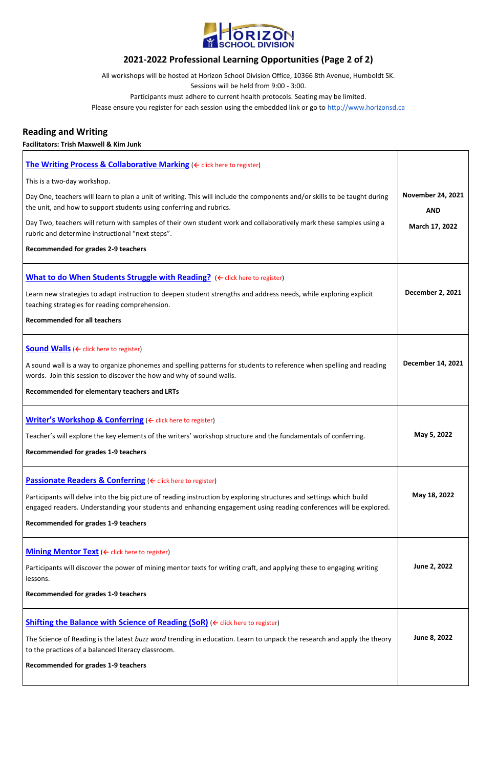HORIZON SCHOOL DIVISION

# 2021-2022 Professional Learning Opportunities (Page 2 of 2)

All workshops will be hosted at Horizon School Division Office, 10366 8th Avenue, Humboldt SK.
Sessions will be held from 9:00 - 3:00.
Participants must adhere to current health protocols. Seating may be limited.
Please ensure you register for each session using the embedded link or go to http://www.horizonsd.ca

## Reading and Writing

**Facilitators: Trish Maxwell & Kim Junk**

| | |
|---|---|
| **The Writing Process & Collaborative Marking** (← click here to register)<br><br>This is a two-day workshop.<br><br>Day One, teachers will learn to plan a unit of writing. This will include the components and/or skills to be taught during the unit, and how to support students using conferring and rubrics.<br><br>Day Two, teachers will return with samples of their own student work and collaboratively mark these samples using a rubric and determine instructional "next steps".<br><br>**Recommended for grades 2-9 teachers** | **November 24, 2021**<br><br>**AND**<br><br>**March 17, 2022** |
| **What to do When Students Struggle with Reading?** (← click here to register)<br><br>Learn new strategies to adapt instruction to deepen student strengths and address needs, while exploring explicit teaching strategies for reading comprehension.<br><br>**Recommended for all teachers** | **December 2, 2021** |
| **Sound Walls** (← click here to register)<br><br>A sound wall is a way to organize phonemes and spelling patterns for students to reference when spelling and reading words. Join this session to discover the how and why of sound walls.<br><br>**Recommended for elementary teachers and LRTs** | **December 14, 2021** |
| **Writer's Workshop & Conferring** (← click here to register)<br><br>Teacher's will explore the key elements of the writers' workshop structure and the fundamentals of conferring.<br><br>**Recommended for grades 1-9 teachers** | **May 5, 2022** |
| **Passionate Readers & Conferring** (← click here to register)<br><br>Participants will delve into the big picture of reading instruction by exploring structures and settings which build engaged readers. Understanding your students and enhancing engagement using reading conferences will be explored.<br><br>**Recommended for grades 1-9 teachers** | **May 18, 2022** |
| **Mining Mentor Text** (← click here to register)<br><br>Participants will discover the power of mining mentor texts for writing craft, and applying these to engaging writing lessons.<br><br>**Recommended for grades 1-9 teachers** | **June 2, 2022** |
| **Shifting the Balance with Science of Reading (SoR)** (← click here to register)<br><br>The Science of Reading is the latest *buzz word* trending in education. Learn to unpack the research and apply the theory to the practices of a balanced literacy classroom.<br><br>**Recommended for grades 1-9 teachers** | **June 8, 2022** |